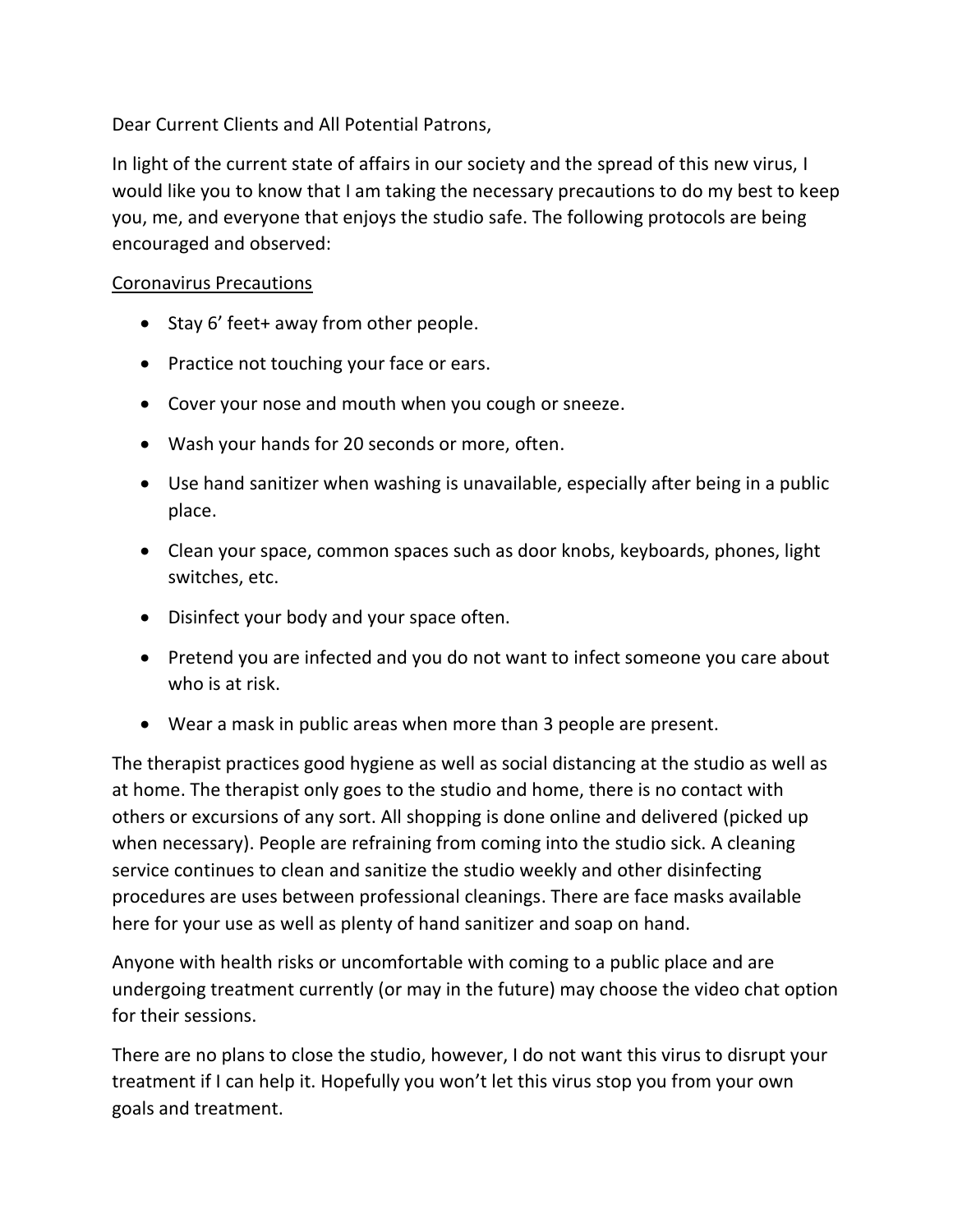Dear Current Clients and All Potential Patrons,

In light of the current state of affairs in our society and the spread of this new virus, I would like you to know that I am taking the necessary precautions to do my best to keep you, me, and everyone that enjoys the studio safe. The following protocols are being encouraged and observed:

<u>Coronavirus Precautions</u>

- Stay 6' feet+ away from other people.
- Practice not touching your face or ears.
- Cover your nose and mouth when you cough or sneeze.
- Wash your hands for 20 seconds or more, often.
- Use hand sanitizer when washing is unavailable, especially after being in a public place.
- Clean your space, common spaces such as door knobs, keyboards, phones, light switches, etc.
- Disinfect your body and your space often.
- Pretend you are infected and you do not want to infect someone you care about who is at risk.
- Wear a mask in public areas when more than 3 people are present.

The therapist practices good hygiene as well as social distancing at the studio as well as at home. The therapist only goes to the studio and home, there is no contact with others or excursions of any sort. All shopping is done online and delivered (picked up when necessary). People are refraining from coming into the studio sick. A cleaning service continues to clean and sanitize the studio weekly and other disinfecting procedures are uses between professional cleanings. There are face masks available here for your use as well as plenty of hand sanitizer and soap on hand.

Anyone with health risks or uncomfortable with coming to a public place and are undergoing treatment currently (or may in the future) may choose the video chat option for their sessions.

There are no plans to close the studio, however, I do not want this virus to disrupt your treatment if I can help it. Hopefully you won't let this virus stop you from your own goals and treatment.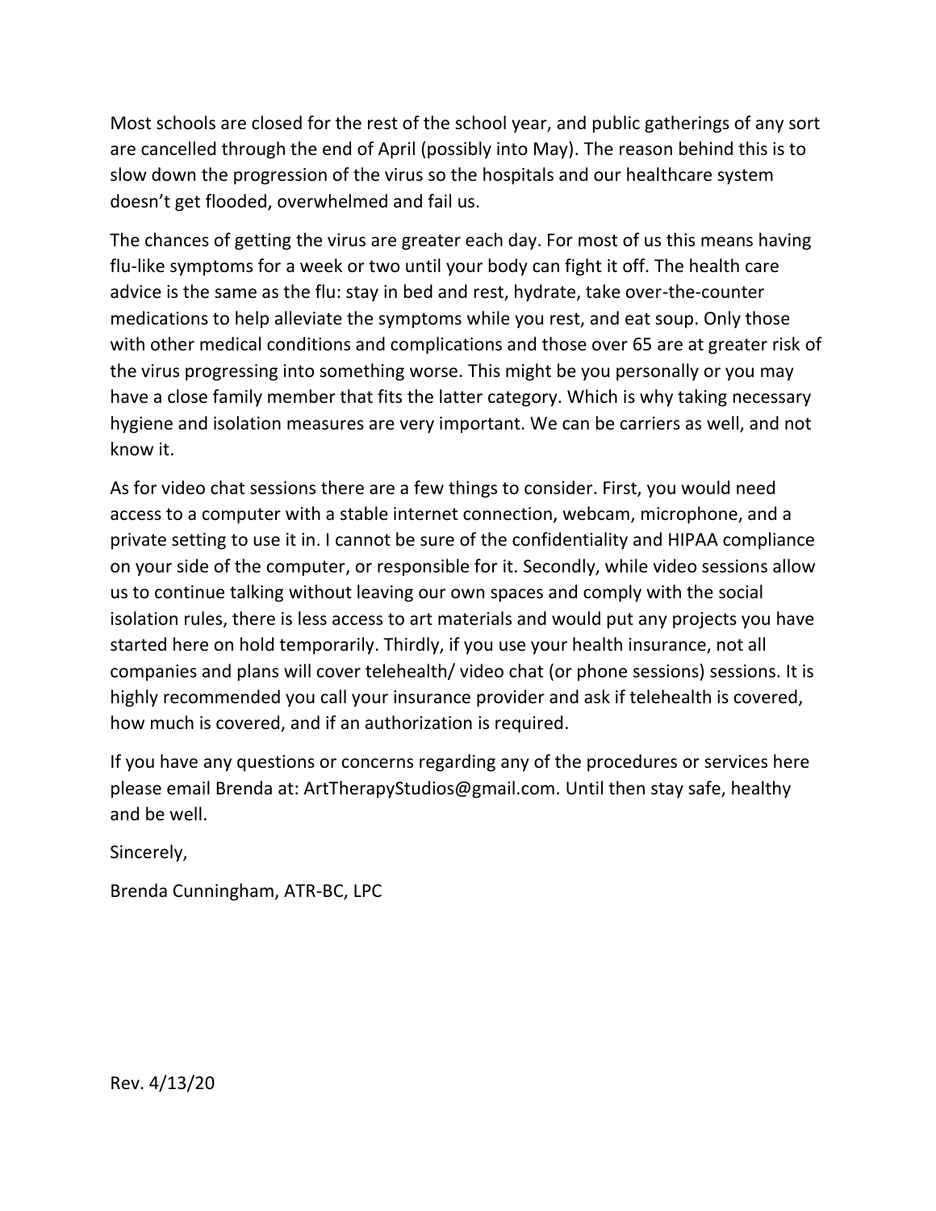Most schools are closed for the rest of the school year, and public gatherings of any sort are cancelled through the end of April (possibly into May). The reason behind this is to slow down the progression of the virus so the hospitals and our healthcare system doesn't get flooded, overwhelmed and fail us.

The chances of getting the virus are greater each day. For most of us this means having flu-like symptoms for a week or two until your body can fight it off. The health care advice is the same as the flu: stay in bed and rest, hydrate, take over-the-counter medications to help alleviate the symptoms while you rest, and eat soup. Only those with other medical conditions and complications and those over 65 are at greater risk of the virus progressing into something worse. This might be you personally or you may have a close family member that fits the latter category. Which is why taking necessary hygiene and isolation measures are very important. We can be carriers as well, and not know it.

As for video chat sessions there are a few things to consider. First, you would need access to a computer with a stable internet connection, webcam, microphone, and a private setting to use it in. I cannot be sure of the confidentiality and HIPAA compliance on your side of the computer, or responsible for it. Secondly, while video sessions allow us to continue talking without leaving our own spaces and comply with the social isolation rules, there is less access to art materials and would put any projects you have started here on hold temporarily. Thirdly, if you use your health insurance, not all companies and plans will cover telehealth/ video chat (or phone sessions) sessions. It is highly recommended you call your insurance provider and ask if telehealth is covered, how much is covered, and if an authorization is required.

If you have any questions or concerns regarding any of the procedures or services here please email Brenda at: ArtTherapyStudios@gmail.com. Until then stay safe, healthy and be well.

Sincerely,

Brenda Cunningham, ATR-BC, LPC

Rev. 4/13/20